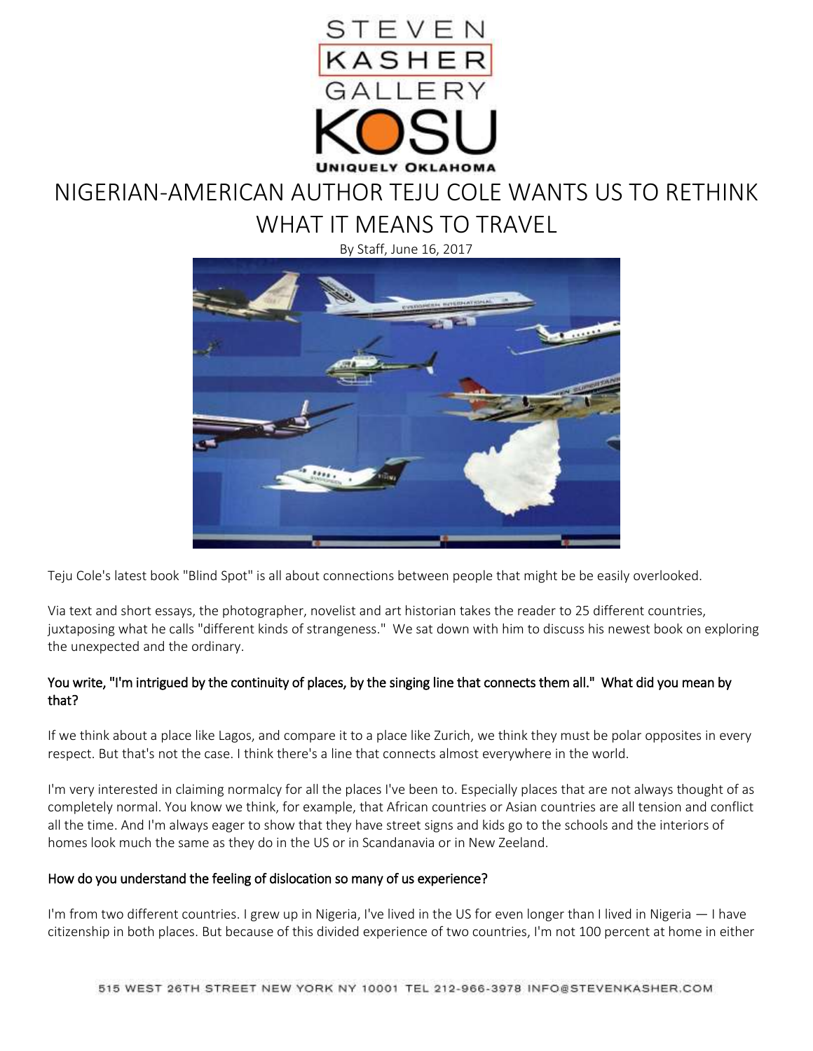# NIGERIAN-AMERICAN AUTHOR TEJU COLE WANTS US TO RETHINK WHAT IT MEANS TO TRAVEL

By Staff, June 16, 2017

Teju Cole's latest book "Blind Spot" is all about connections between people that might be be easily overlooked.

Via text and short essays, the photographer, novelist and art historian takes the reader to 25 different countries, juxtaposing what he calls "different kinds of strangeness." We sat down with him to discuss his newest book on exploring the unexpected and the ordinary.

**You write, "I'm intrigued by the continuity of places, by the singing line that connects them all." What did you mean by that?**

If we think about a place like Lagos, and compare it to a place like Zurich, we think they must be polar opposites in every respect. But that's not the case. I think there's a line that connects almost everywhere in the world.

I'm very interested in claiming normalcy for all the places I've been to. Especially places that are not always thought of as completely normal. You know we think, for example, that African countries or Asian countries are all tension and conflict all the time. And I'm always eager to show that they have street signs and kids go to the schools and the interiors of homes look much the same as they do in the US or in Scandanavia or in New Zeeland.

**How do you understand the feeling of dislocation so many of us experience?**

I'm from two different countries. I grew up in Nigeria, I've lived in the US for even longer than I lived in Nigeria — I have citizenship in both places. But because of this divided experience of two countries, I'm not 100 percent at home in either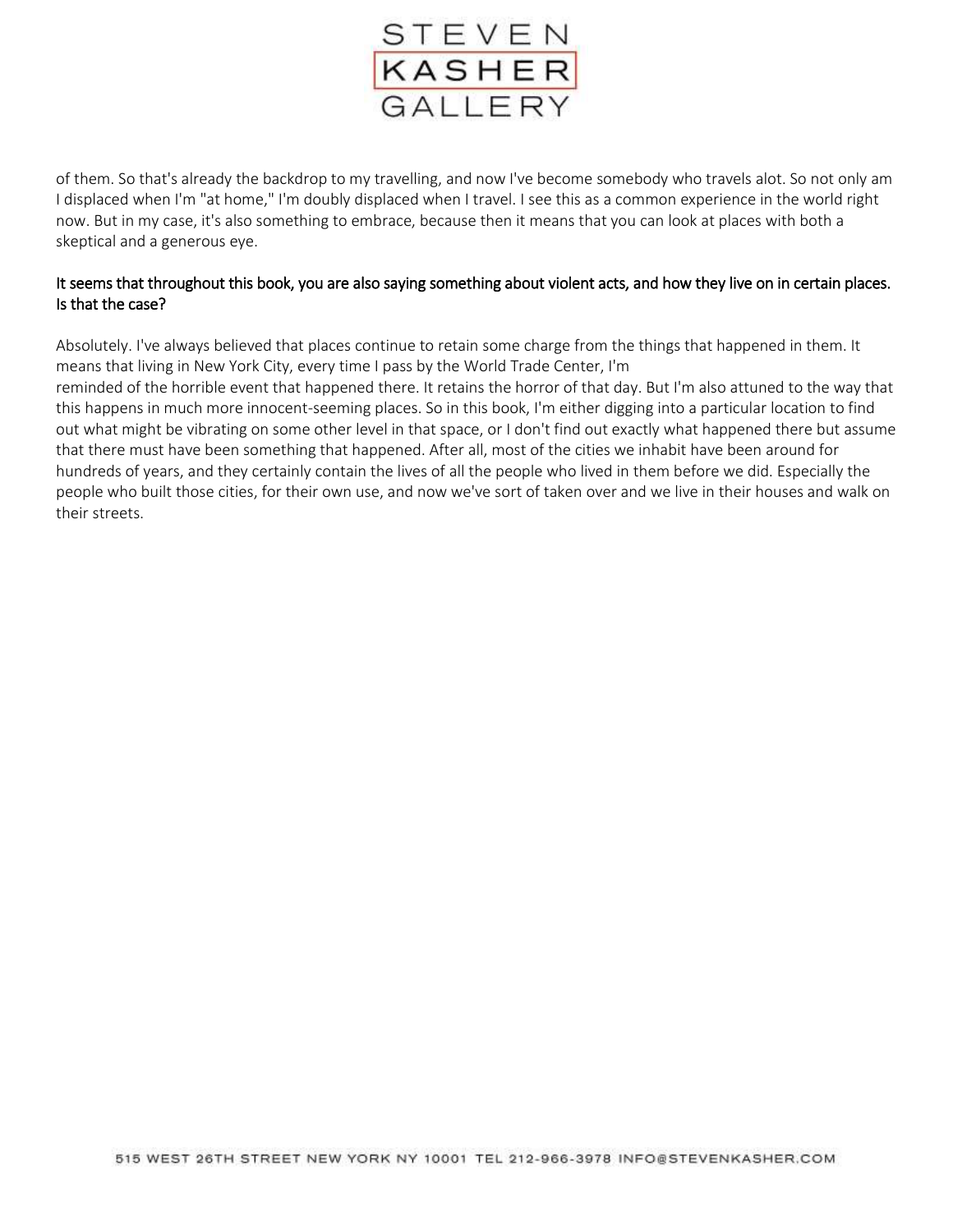of them. So that's already the backdrop to my travelling, and now I've become somebody who travels alot. So not only am I displaced when I'm "at home," I'm doubly displaced when I travel. I see this as a common experience in the world right now. But in my case, it's also something to embrace, because then it means that you can look at places with both a skeptical and a generous eye.

**It seems that throughout this book, you are also saying something about violent acts, and how they live on in certain places. Is that the case?**

Absolutely. I've always believed that places continue to retain some charge from the things that happened in them. It means that living in New York City, every time I pass by the World Trade Center, I'm reminded of the horrible event that happened there. It retains the horror of that day. But I'm also attuned to the way that this happens in much more innocent-seeming places. So in this book, I'm either digging into a particular location to find out what might be vibrating on some other level in that space, or I don't find out exactly what happened there but assume that there must have been something that happened. After all, most of the cities we inhabit have been around for hundreds of years, and they certainly contain the lives of all the people who lived in them before we did. Especially the people who built those cities, for their own use, and now we've sort of taken over and we live in their houses and walk on their streets.